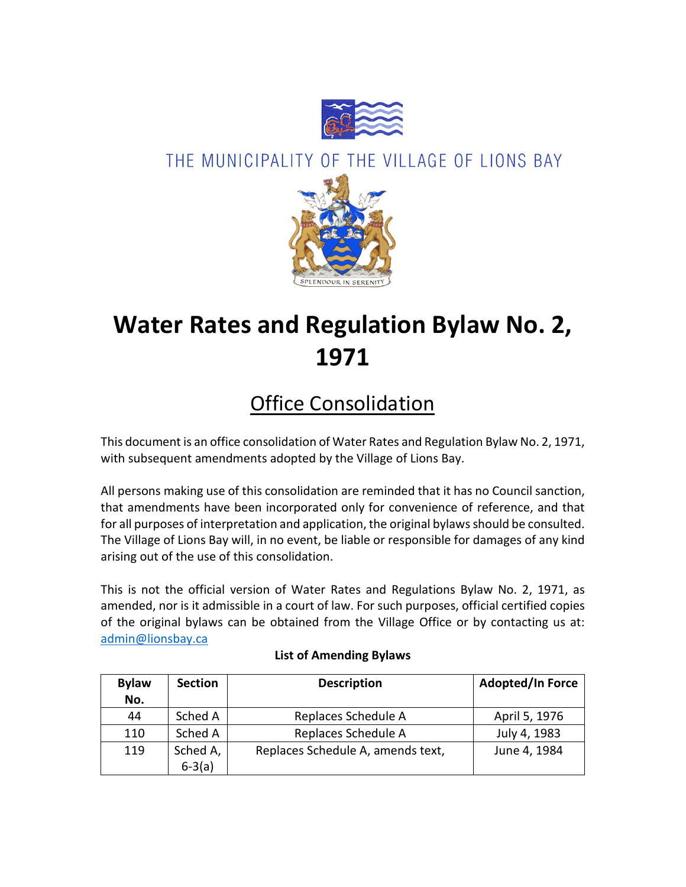THE MUNICIPALITY OF THE VILLAGE OF LIONS BAY

SPLENDOUR IN SERENITY

# Water Rates and Regulation Bylaw No. 2, 1971

## Office Consolidation

This document is an office consolidation of Water Rates and Regulation Bylaw No. 2, 1971, with subsequent amendments adopted by the Village of Lions Bay.

All persons making use of this consolidation are reminded that it has no Council sanction, that amendments have been incorporated only for convenience of reference, and that for all purposes of interpretation and application, the original bylaws should be consulted. The Village of Lions Bay will, in no event, be liable or responsible for damages of any kind arising out of the use of this consolidation.

This is not the official version of Water Rates and Regulations Bylaw No. 2, 1971, as amended, nor is it admissible in a court of law. For such purposes, official certified copies of the original bylaws can be obtained from the Village Office or by contacting us at: admin@lionsbay.ca

**List of Amending Bylaws**

| Bylaw No. | Section | Description | Adopted/In Force |
|---|---|---|---|
| 44 | Sched A | Replaces Schedule A | April 5, 1976 |
| 110 | Sched A | Replaces Schedule A | July 4, 1983 |
| 119 | Sched A, 6-3(a) | Replaces Schedule A, amends text, | June 4, 1984 |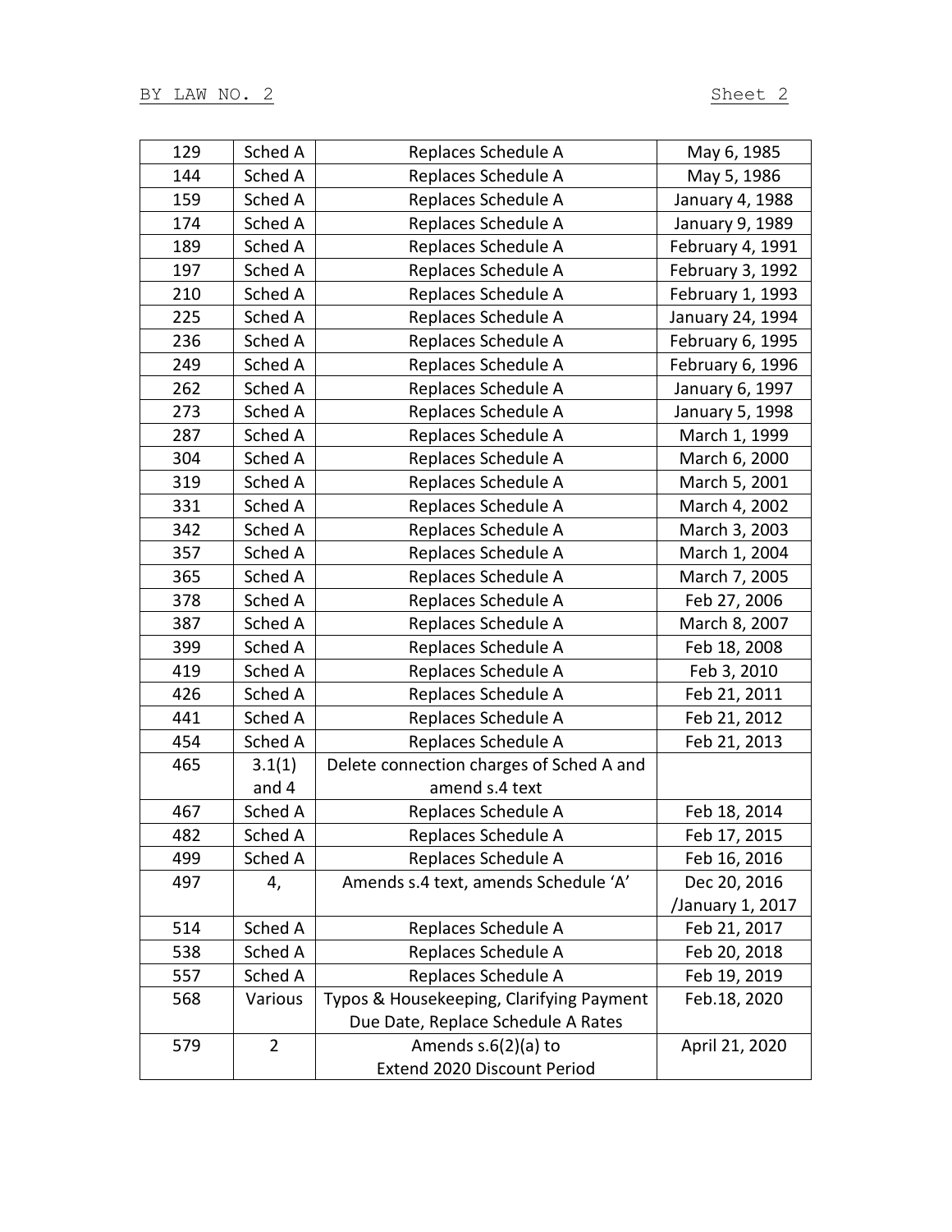| | | | |
|---|---|---|---|
| 129 | Sched A | Replaces Schedule A | May 6, 1985 |
| 144 | Sched A | Replaces Schedule A | May 5, 1986 |
| 159 | Sched A | Replaces Schedule A | January 4, 1988 |
| 174 | Sched A | Replaces Schedule A | January 9, 1989 |
| 189 | Sched A | Replaces Schedule A | February 4, 1991 |
| 197 | Sched A | Replaces Schedule A | February 3, 1992 |
| 210 | Sched A | Replaces Schedule A | February 1, 1993 |
| 225 | Sched A | Replaces Schedule A | January 24, 1994 |
| 236 | Sched A | Replaces Schedule A | February 6, 1995 |
| 249 | Sched A | Replaces Schedule A | February 6, 1996 |
| 262 | Sched A | Replaces Schedule A | January 6, 1997 |
| 273 | Sched A | Replaces Schedule A | January 5, 1998 |
| 287 | Sched A | Replaces Schedule A | March 1, 1999 |
| 304 | Sched A | Replaces Schedule A | March 6, 2000 |
| 319 | Sched A | Replaces Schedule A | March 5, 2001 |
| 331 | Sched A | Replaces Schedule A | March 4, 2002 |
| 342 | Sched A | Replaces Schedule A | March 3, 2003 |
| 357 | Sched A | Replaces Schedule A | March 1, 2004 |
| 365 | Sched A | Replaces Schedule A | March 7, 2005 |
| 378 | Sched A | Replaces Schedule A | Feb 27, 2006 |
| 387 | Sched A | Replaces Schedule A | March 8, 2007 |
| 399 | Sched A | Replaces Schedule A | Feb 18, 2008 |
| 419 | Sched A | Replaces Schedule A | Feb 3, 2010 |
| 426 | Sched A | Replaces Schedule A | Feb 21, 2011 |
| 441 | Sched A | Replaces Schedule A | Feb 21, 2012 |
| 454 | Sched A | Replaces Schedule A | Feb 21, 2013 |
| 465 | 3.1(1) and 4 | Delete connection charges of Sched A and amend s.4 text | |
| 467 | Sched A | Replaces Schedule A | Feb 18, 2014 |
| 482 | Sched A | Replaces Schedule A | Feb 17, 2015 |
| 499 | Sched A | Replaces Schedule A | Feb 16, 2016 |
| 497 | 4, | Amends s.4 text, amends Schedule 'A' | Dec 20, 2016 /January 1, 2017 |
| 514 | Sched A | Replaces Schedule A | Feb 21, 2017 |
| 538 | Sched A | Replaces Schedule A | Feb 20, 2018 |
| 557 | Sched A | Replaces Schedule A | Feb 19, 2019 |
| 568 | Various | Typos & Housekeeping, Clarifying Payment Due Date, Replace Schedule A Rates | Feb.18, 2020 |
| 579 | 2 | Amends s.6(2)(a) to Extend 2020 Discount Period | April 21, 2020 |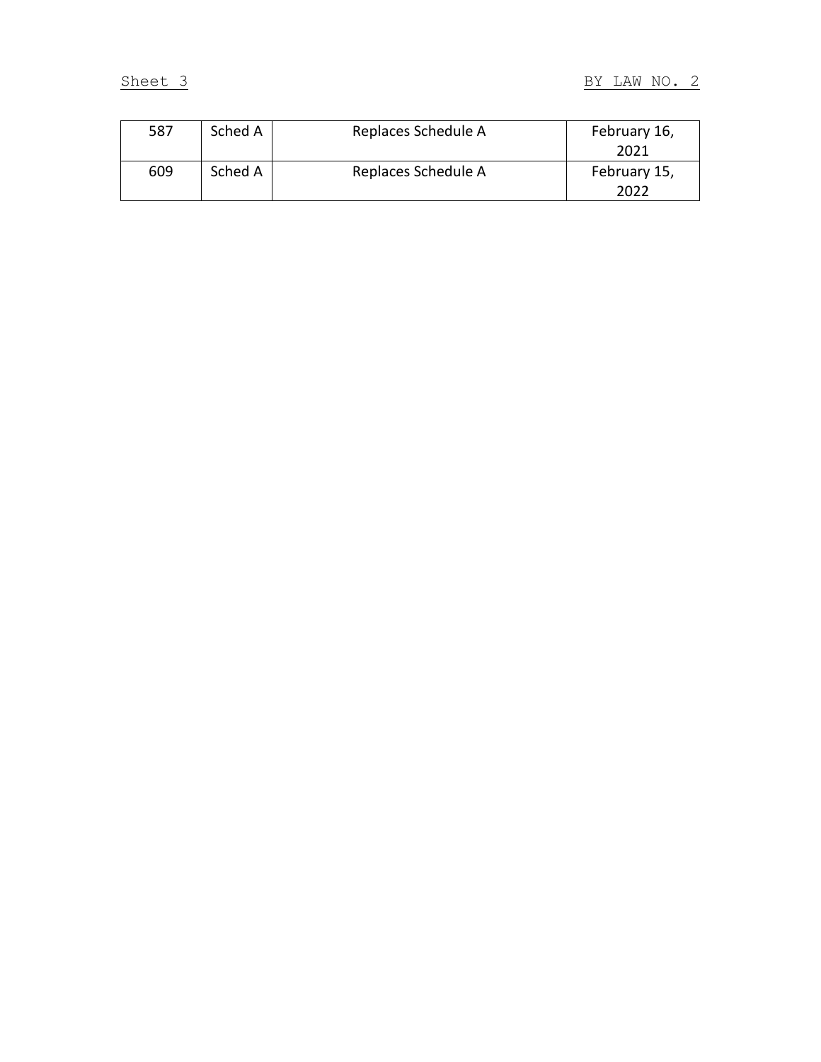| 587 | Sched A | Replaces Schedule A | February 16, 2021 |
|---|---|---|---|
| 609 | Sched A | Replaces Schedule A | February 15, 2022 |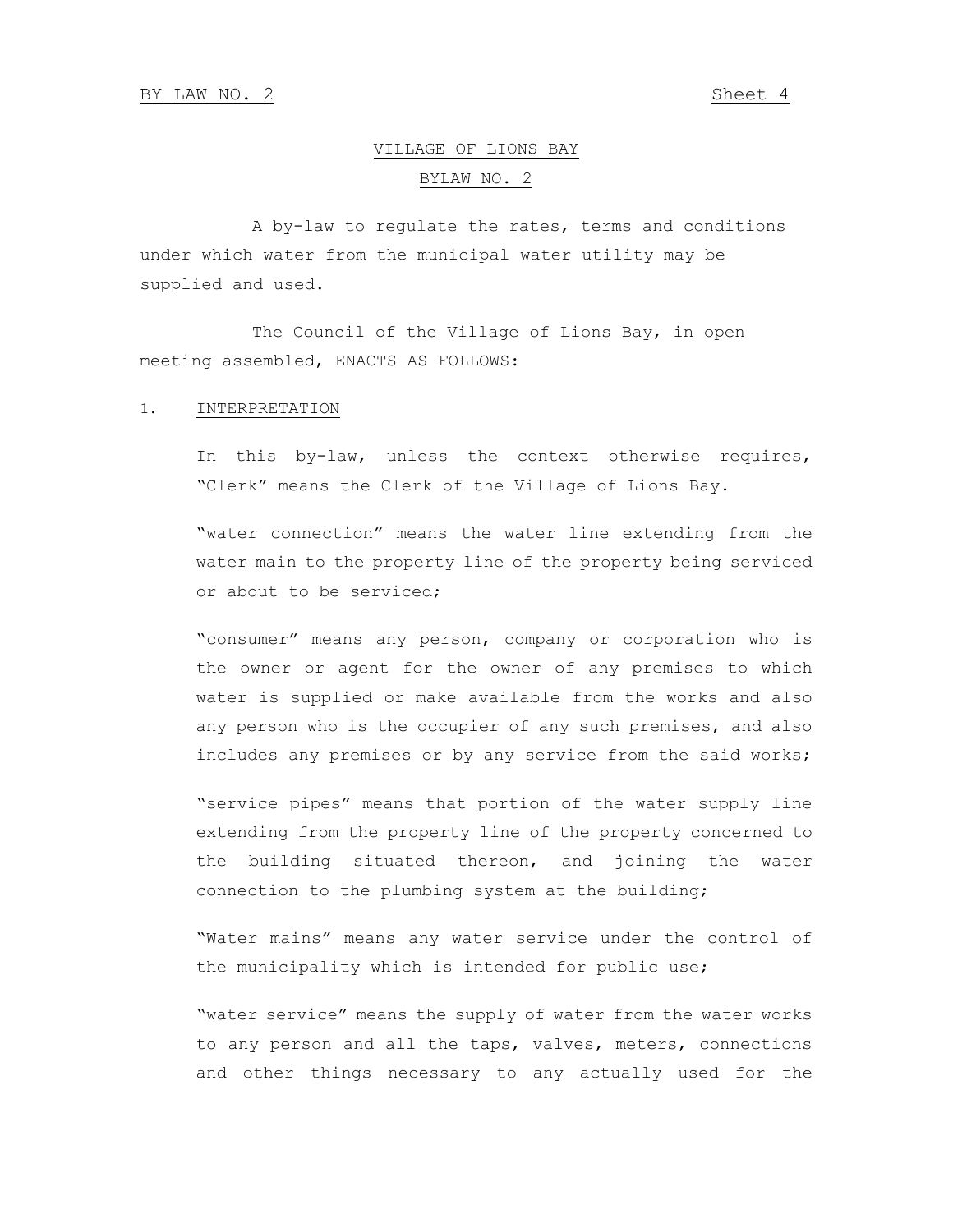VILLAGE OF LIONS BAY

BYLAW NO. 2

A by-law to regulate the rates, terms and conditions under which water from the municipal water utility may be supplied and used.

The Council of the Village of Lions Bay, in open meeting assembled, ENACTS AS FOLLOWS:

1. INTERPRETATION

In this by-law, unless the context otherwise requires, "Clerk" means the Clerk of the Village of Lions Bay.

"water connection" means the water line extending from the water main to the property line of the property being serviced or about to be serviced;

"consumer" means any person, company or corporation who is the owner or agent for the owner of any premises to which water is supplied or make available from the works and also any person who is the occupier of any such premises, and also includes any premises or by any service from the said works;

"service pipes" means that portion of the water supply line extending from the property line of the property concerned to the building situated thereon, and joining the water connection to the plumbing system at the building;

"Water mains" means any water service under the control of the municipality which is intended for public use;

"water service" means the supply of water from the water works to any person and all the taps, valves, meters, connections and other things necessary to any actually used for the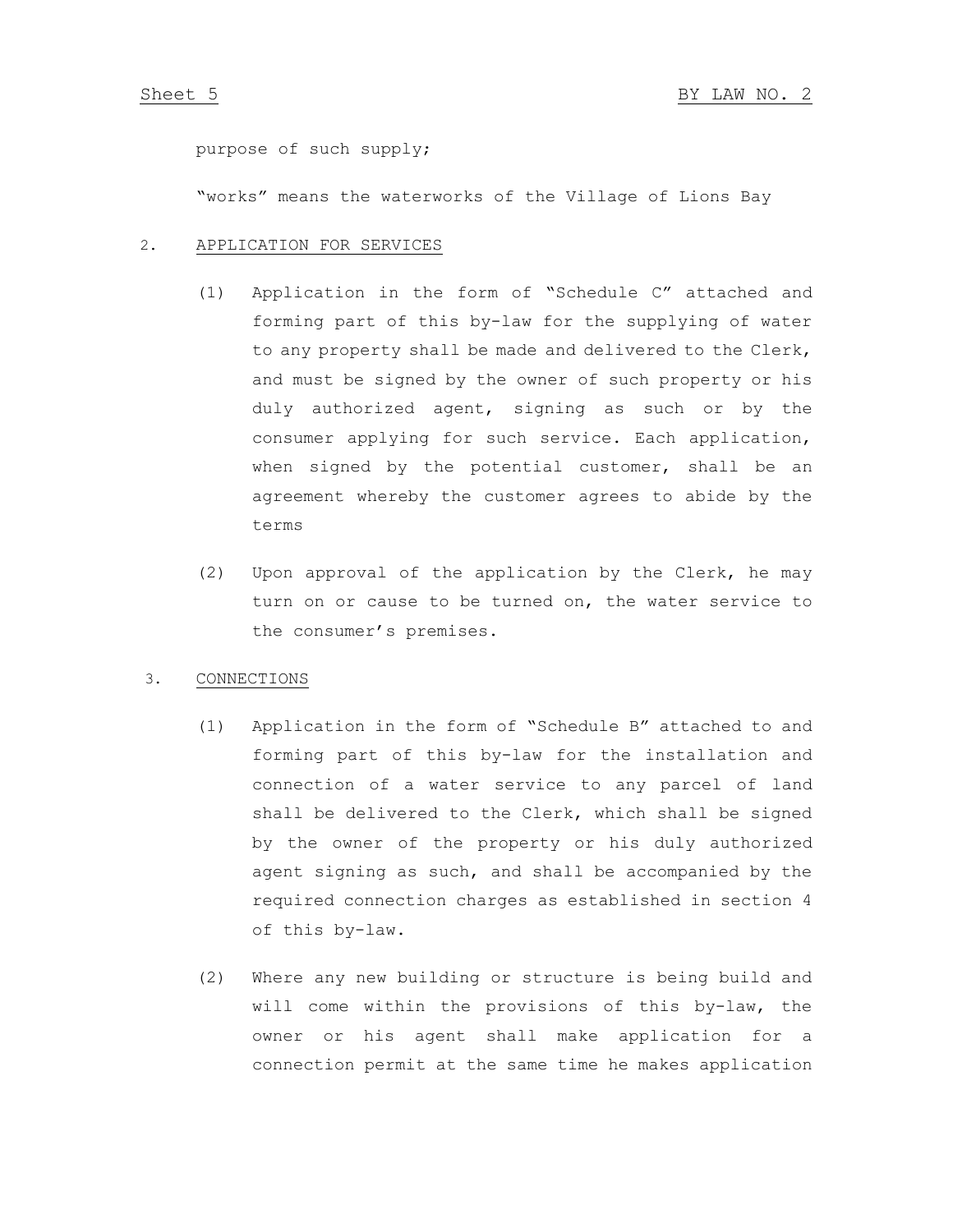purpose of such supply;

"works" means the waterworks of the Village of Lions Bay

2. APPLICATION FOR SERVICES

(1) Application in the form of "Schedule C" attached and forming part of this by-law for the supplying of water to any property shall be made and delivered to the Clerk, and must be signed by the owner of such property or his duly authorized agent, signing as such or by the consumer applying for such service. Each application, when signed by the potential customer, shall be an agreement whereby the customer agrees to abide by the terms

(2) Upon approval of the application by the Clerk, he may turn on or cause to be turned on, the water service to the consumer's premises.

3. CONNECTIONS

(1) Application in the form of "Schedule B" attached to and forming part of this by-law for the installation and connection of a water service to any parcel of land shall be delivered to the Clerk, which shall be signed by the owner of the property or his duly authorized agent signing as such, and shall be accompanied by the required connection charges as established in section 4 of this by-law.

(2) Where any new building or structure is being build and will come within the provisions of this by-law, the owner or his agent shall make application for a connection permit at the same time he makes application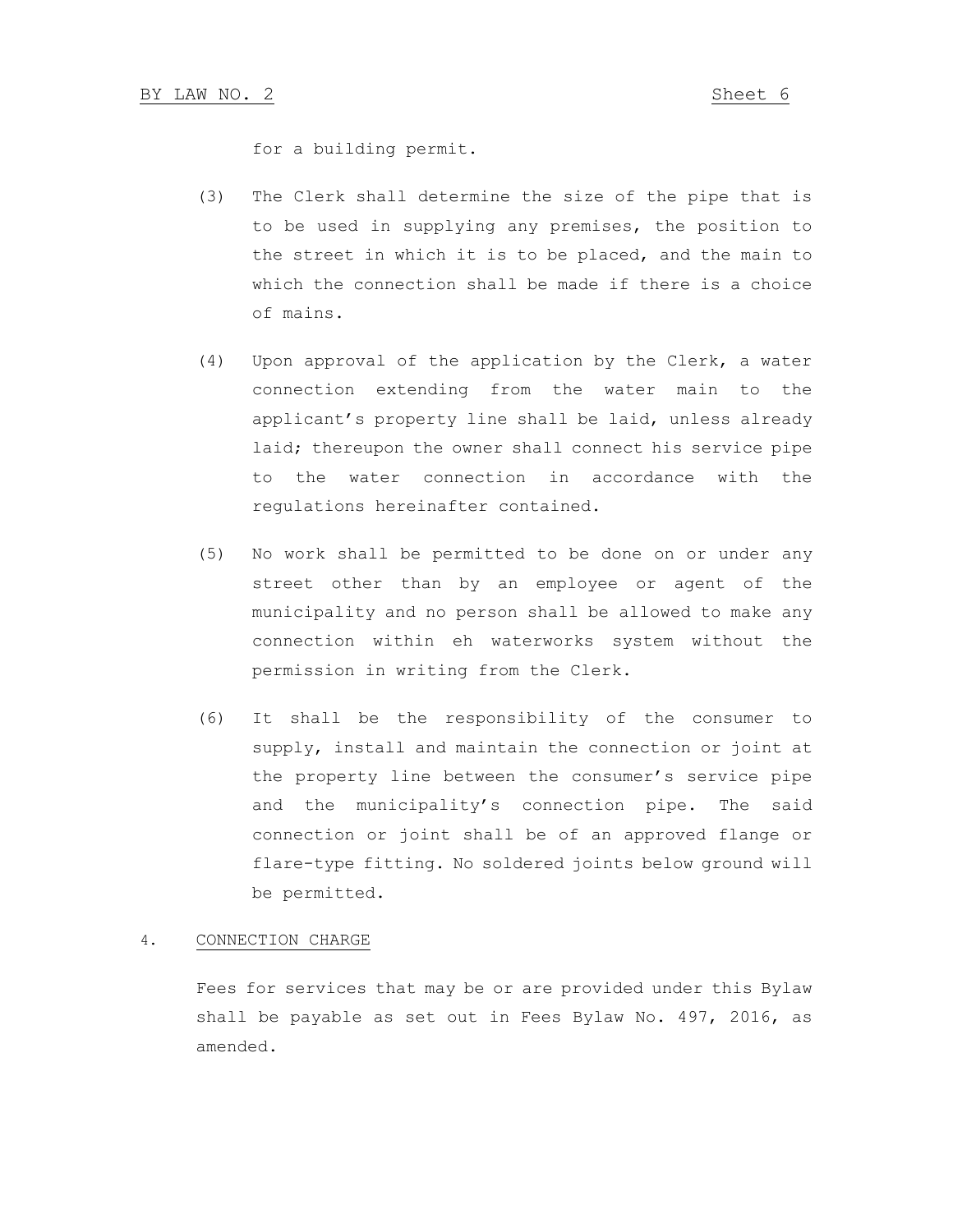for a building permit.

(3) The Clerk shall determine the size of the pipe that is to be used in supplying any premises, the position to the street in which it is to be placed, and the main to which the connection shall be made if there is a choice of mains.

(4) Upon approval of the application by the Clerk, a water connection extending from the water main to the applicant's property line shall be laid, unless already laid; thereupon the owner shall connect his service pipe to the water connection in accordance with the regulations hereinafter contained.

(5) No work shall be permitted to be done on or under any street other than by an employee or agent of the municipality and no person shall be allowed to make any connection within eh waterworks system without the permission in writing from the Clerk.

(6) It shall be the responsibility of the consumer to supply, install and maintain the connection or joint at the property line between the consumer's service pipe and the municipality's connection pipe. The said connection or joint shall be of an approved flange or flare-type fitting. No soldered joints below ground will be permitted.

4. CONNECTION CHARGE

Fees for services that may be or are provided under this Bylaw shall be payable as set out in Fees Bylaw No. 497, 2016, as amended.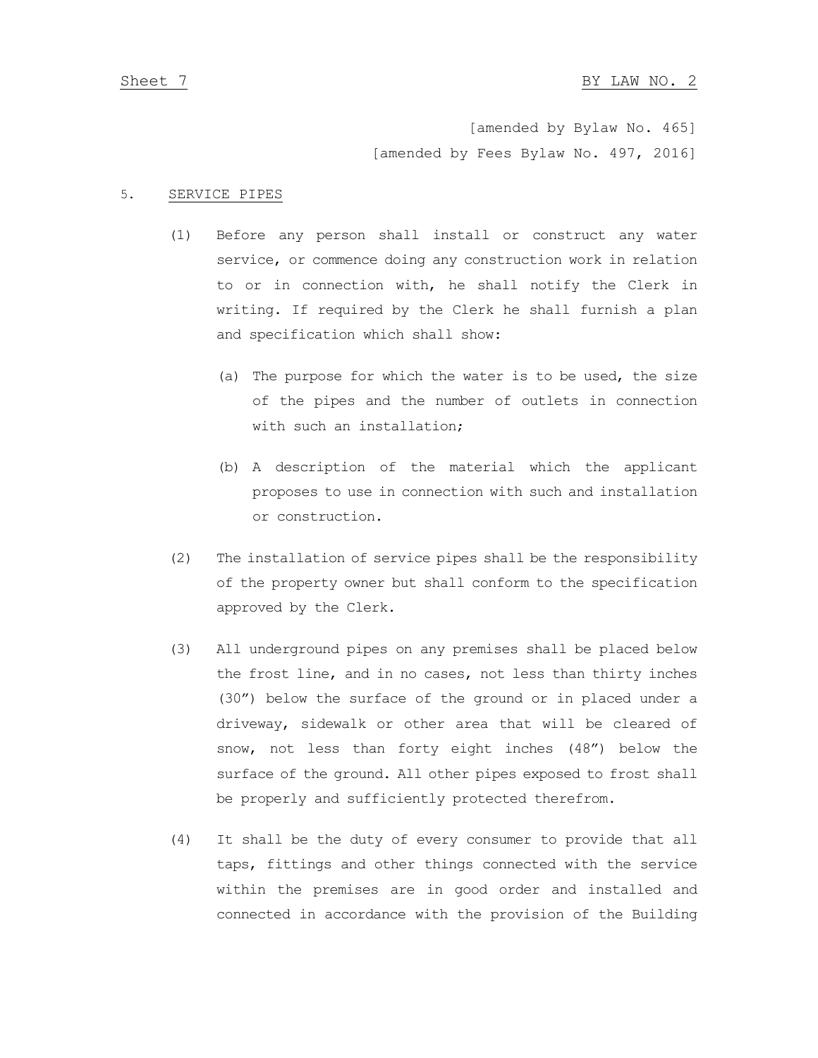[amended by Bylaw No. 465]

[amended by Fees Bylaw No. 497, 2016]

5. SERVICE PIPES

(1) Before any person shall install or construct any water service, or commence doing any construction work in relation to or in connection with, he shall notify the Clerk in writing. If required by the Clerk he shall furnish a plan and specification which shall show:

(a) The purpose for which the water is to be used, the size of the pipes and the number of outlets in connection with such an installation;

(b) A description of the material which the applicant proposes to use in connection with such and installation or construction.

(2) The installation of service pipes shall be the responsibility of the property owner but shall conform to the specification approved by the Clerk.

(3) All underground pipes on any premises shall be placed below the frost line, and in no cases, not less than thirty inches (30”) below the surface of the ground or in placed under a driveway, sidewalk or other area that will be cleared of snow, not less than forty eight inches (48”) below the surface of the ground. All other pipes exposed to frost shall be properly and sufficiently protected therefrom.

(4) It shall be the duty of every consumer to provide that all taps, fittings and other things connected with the service within the premises are in good order and installed and connected in accordance with the provision of the Building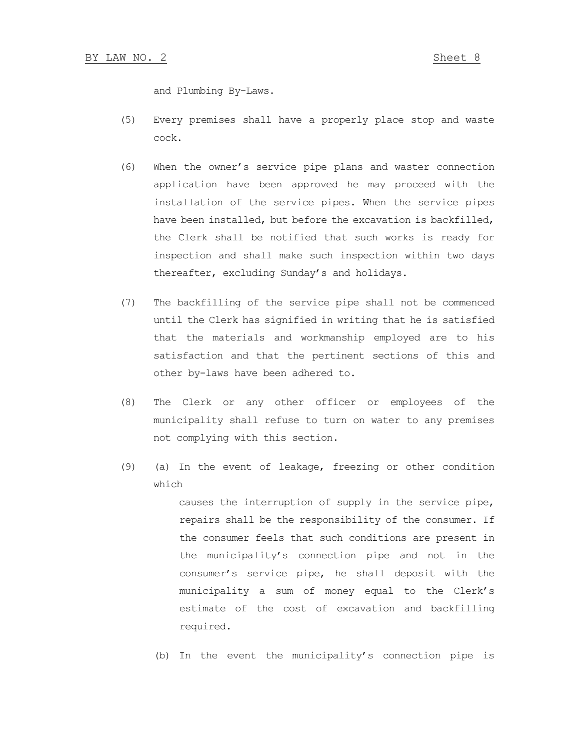and Plumbing By-Laws.

(5) Every premises shall have a properly place stop and waste cock.

(6) When the owner's service pipe plans and waster connection application have been approved he may proceed with the installation of the service pipes. When the service pipes have been installed, but before the excavation is backfilled, the Clerk shall be notified that such works is ready for inspection and shall make such inspection within two days thereafter, excluding Sunday's and holidays.

(7) The backfilling of the service pipe shall not be commenced until the Clerk has signified in writing that he is satisfied that the materials and workmanship employed are to his satisfaction and that the pertinent sections of this and other by-laws have been adhered to.

(8) The Clerk or any other officer or employees of the municipality shall refuse to turn on water to any premises not complying with this section.

(9) (a) In the event of leakage, freezing or other condition which causes the interruption of supply in the service pipe, repairs shall be the responsibility of the consumer. If the consumer feels that such conditions are present in the municipality's connection pipe and not in the consumer's service pipe, he shall deposit with the municipality a sum of money equal to the Clerk's estimate of the cost of excavation and backfilling required.

(b) In the event the municipality's connection pipe is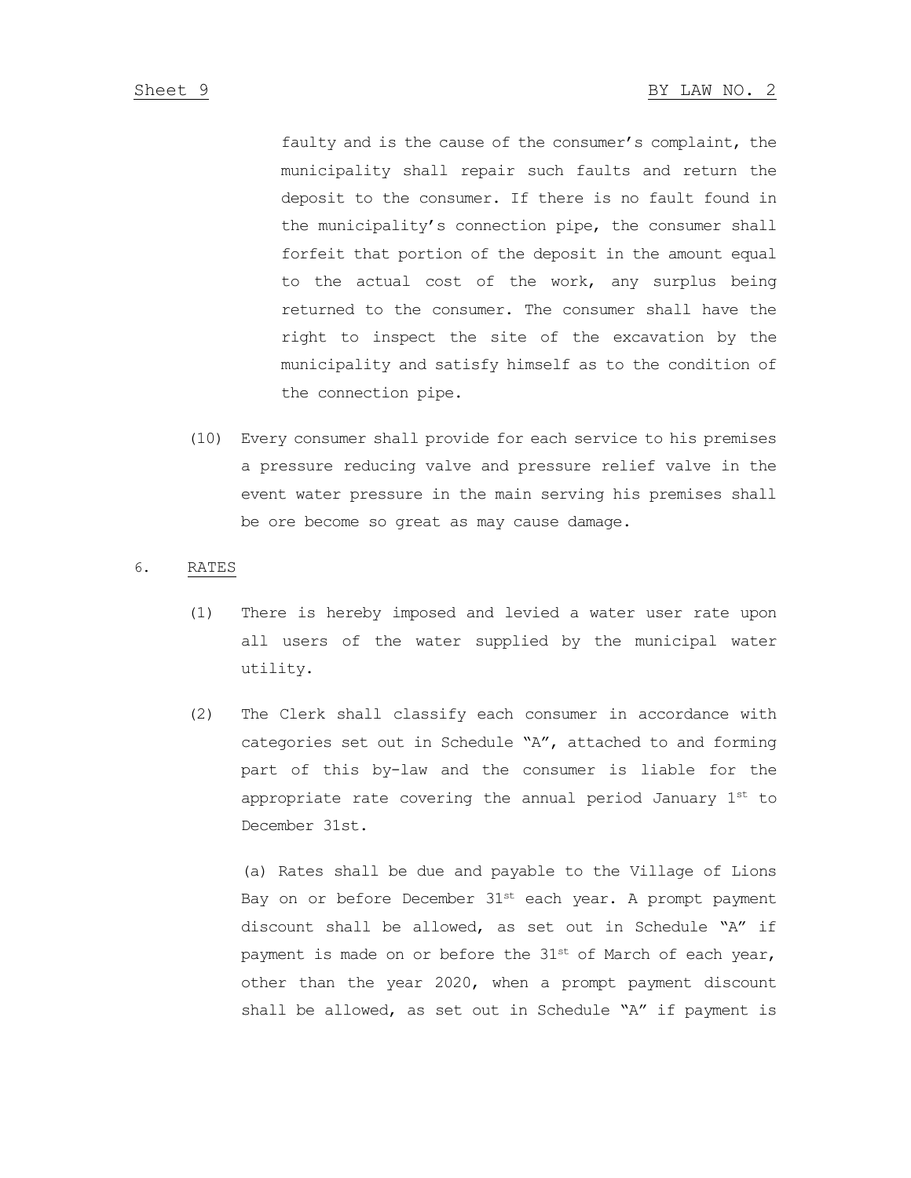faulty and is the cause of the consumer's complaint, the municipality shall repair such faults and return the deposit to the consumer. If there is no fault found in the municipality's connection pipe, the consumer shall forfeit that portion of the deposit in the amount equal to the actual cost of the work, any surplus being returned to the consumer. The consumer shall have the right to inspect the site of the excavation by the municipality and satisfy himself as to the condition of the connection pipe.

(10) Every consumer shall provide for each service to his premises a pressure reducing valve and pressure relief valve in the event water pressure in the main serving his premises shall be ore become so great as may cause damage.

6. RATES

(1) There is hereby imposed and levied a water user rate upon all users of the water supplied by the municipal water utility.

(2) The Clerk shall classify each consumer in accordance with categories set out in Schedule "A", attached to and forming part of this by-law and the consumer is liable for the appropriate rate covering the annual period January 1st to December 31st.

(a) Rates shall be due and payable to the Village of Lions Bay on or before December 31st each year. A prompt payment discount shall be allowed, as set out in Schedule "A" if payment is made on or before the 31st of March of each year, other than the year 2020, when a prompt payment discount shall be allowed, as set out in Schedule "A" if payment is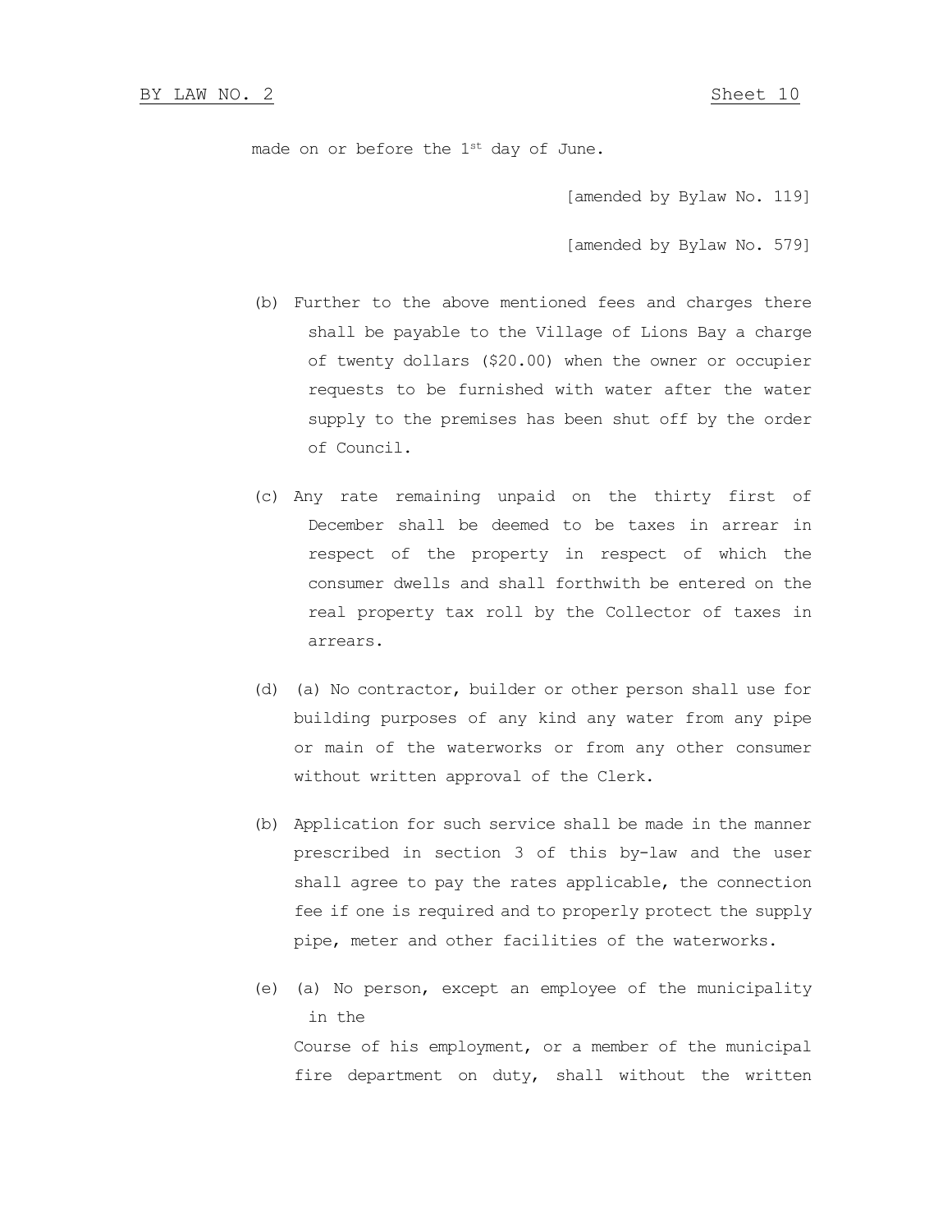made on or before the 1st day of June.

[amended by Bylaw No. 119]

[amended by Bylaw No. 579]

(b) Further to the above mentioned fees and charges there shall be payable to the Village of Lions Bay a charge of twenty dollars ($20.00) when the owner or occupier requests to be furnished with water after the water supply to the premises has been shut off by the order of Council.

(c) Any rate remaining unpaid on the thirty first of December shall be deemed to be taxes in arrear in respect of the property in respect of which the consumer dwells and shall forthwith be entered on the real property tax roll by the Collector of taxes in arrears.

(d) (a) No contractor, builder or other person shall use for building purposes of any kind any water from any pipe or main of the waterworks or from any other consumer without written approval of the Clerk.

(b) Application for such service shall be made in the manner prescribed in section 3 of this by-law and the user shall agree to pay the rates applicable, the connection fee if one is required and to properly protect the supply pipe, meter and other facilities of the waterworks.

(e) (a) No person, except an employee of the municipality in the Course of his employment, or a member of the municipal fire department on duty, shall without the written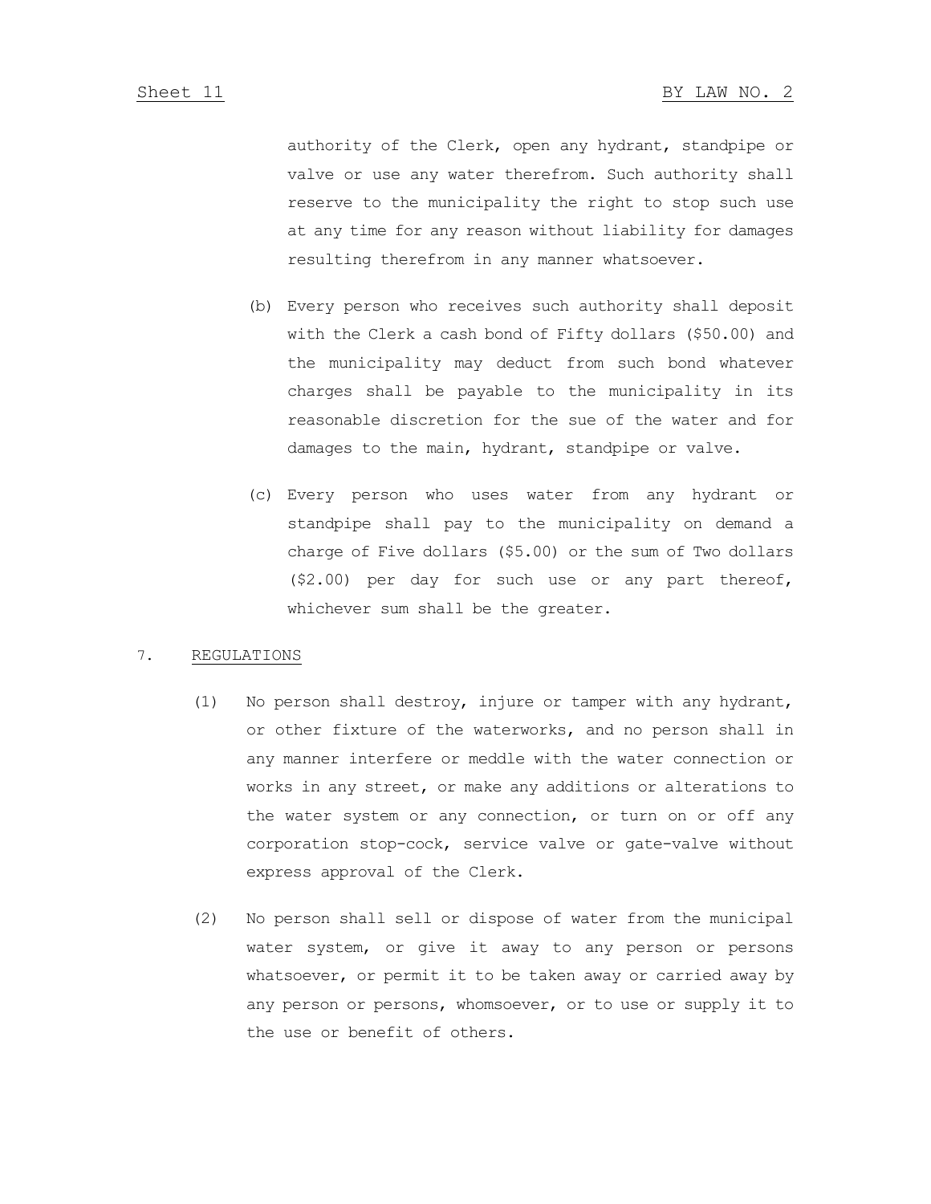authority of the Clerk, open any hydrant, standpipe or valve or use any water therefrom. Such authority shall reserve to the municipality the right to stop such use at any time for any reason without liability for damages resulting therefrom in any manner whatsoever.

(b) Every person who receives such authority shall deposit with the Clerk a cash bond of Fifty dollars ($50.00) and the municipality may deduct from such bond whatever charges shall be payable to the municipality in its reasonable discretion for the sue of the water and for damages to the main, hydrant, standpipe or valve.

(c) Every person who uses water from any hydrant or standpipe shall pay to the municipality on demand a charge of Five dollars ($5.00) or the sum of Two dollars ($2.00) per day for such use or any part thereof, whichever sum shall be the greater.

7. REGULATIONS

(1) No person shall destroy, injure or tamper with any hydrant, or other fixture of the waterworks, and no person shall in any manner interfere or meddle with the water connection or works in any street, or make any additions or alterations to the water system or any connection, or turn on or off any corporation stop-cock, service valve or gate-valve without express approval of the Clerk.

(2) No person shall sell or dispose of water from the municipal water system, or give it away to any person or persons whatsoever, or permit it to be taken away or carried away by any person or persons, whomsoever, or to use or supply it to the use or benefit of others.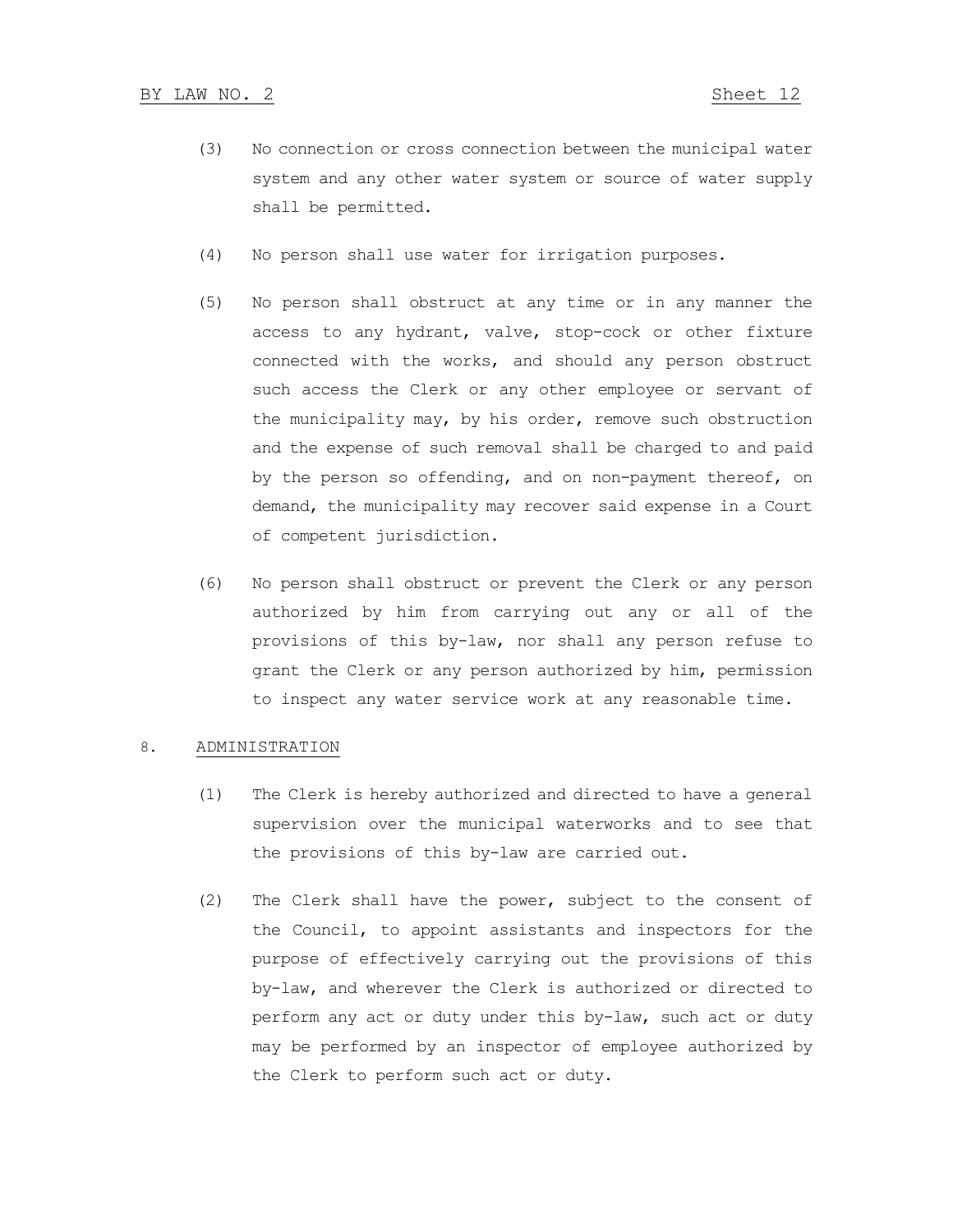(3) No connection or cross connection between the municipal water system and any other water system or source of water supply shall be permitted.

(4) No person shall use water for irrigation purposes.

(5) No person shall obstruct at any time or in any manner the access to any hydrant, valve, stop-cock or other fixture connected with the works, and should any person obstruct such access the Clerk or any other employee or servant of the municipality may, by his order, remove such obstruction and the expense of such removal shall be charged to and paid by the person so offending, and on non-payment thereof, on demand, the municipality may recover said expense in a Court of competent jurisdiction.

(6) No person shall obstruct or prevent the Clerk or any person authorized by him from carrying out any or all of the provisions of this by-law, nor shall any person refuse to grant the Clerk or any person authorized by him, permission to inspect any water service work at any reasonable time.

8. ADMINISTRATION

(1) The Clerk is hereby authorized and directed to have a general supervision over the municipal waterworks and to see that the provisions of this by-law are carried out.

(2) The Clerk shall have the power, subject to the consent of the Council, to appoint assistants and inspectors for the purpose of effectively carrying out the provisions of this by-law, and wherever the Clerk is authorized or directed to perform any act or duty under this by-law, such act or duty may be performed by an inspector of employee authorized by the Clerk to perform such act or duty.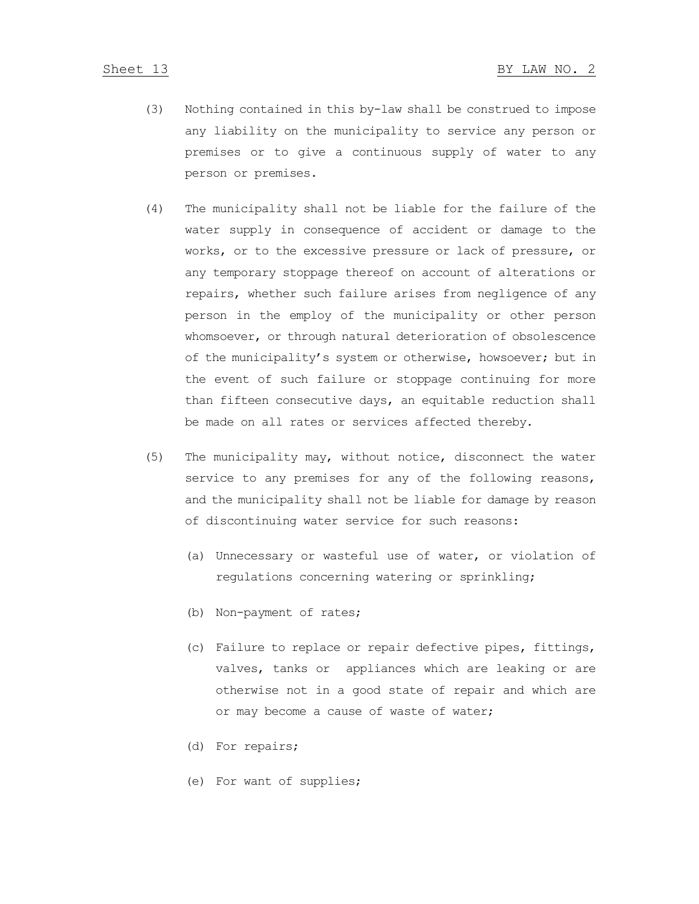(3) Nothing contained in this by-law shall be construed to impose any liability on the municipality to service any person or premises or to give a continuous supply of water to any person or premises.

(4) The municipality shall not be liable for the failure of the water supply in consequence of accident or damage to the works, or to the excessive pressure or lack of pressure, or any temporary stoppage thereof on account of alterations or repairs, whether such failure arises from negligence of any person in the employ of the municipality or other person whomsoever, or through natural deterioration of obsolescence of the municipality's system or otherwise, howsoever; but in the event of such failure or stoppage continuing for more than fifteen consecutive days, an equitable reduction shall be made on all rates or services affected thereby.

(5) The municipality may, without notice, disconnect the water service to any premises for any of the following reasons, and the municipality shall not be liable for damage by reason of discontinuing water service for such reasons:

(a) Unnecessary or wasteful use of water, or violation of regulations concerning watering or sprinkling;

(b) Non-payment of rates;

(c) Failure to replace or repair defective pipes, fittings, valves, tanks or appliances which are leaking or are otherwise not in a good state of repair and which are or may become a cause of waste of water;

(d) For repairs;

(e) For want of supplies;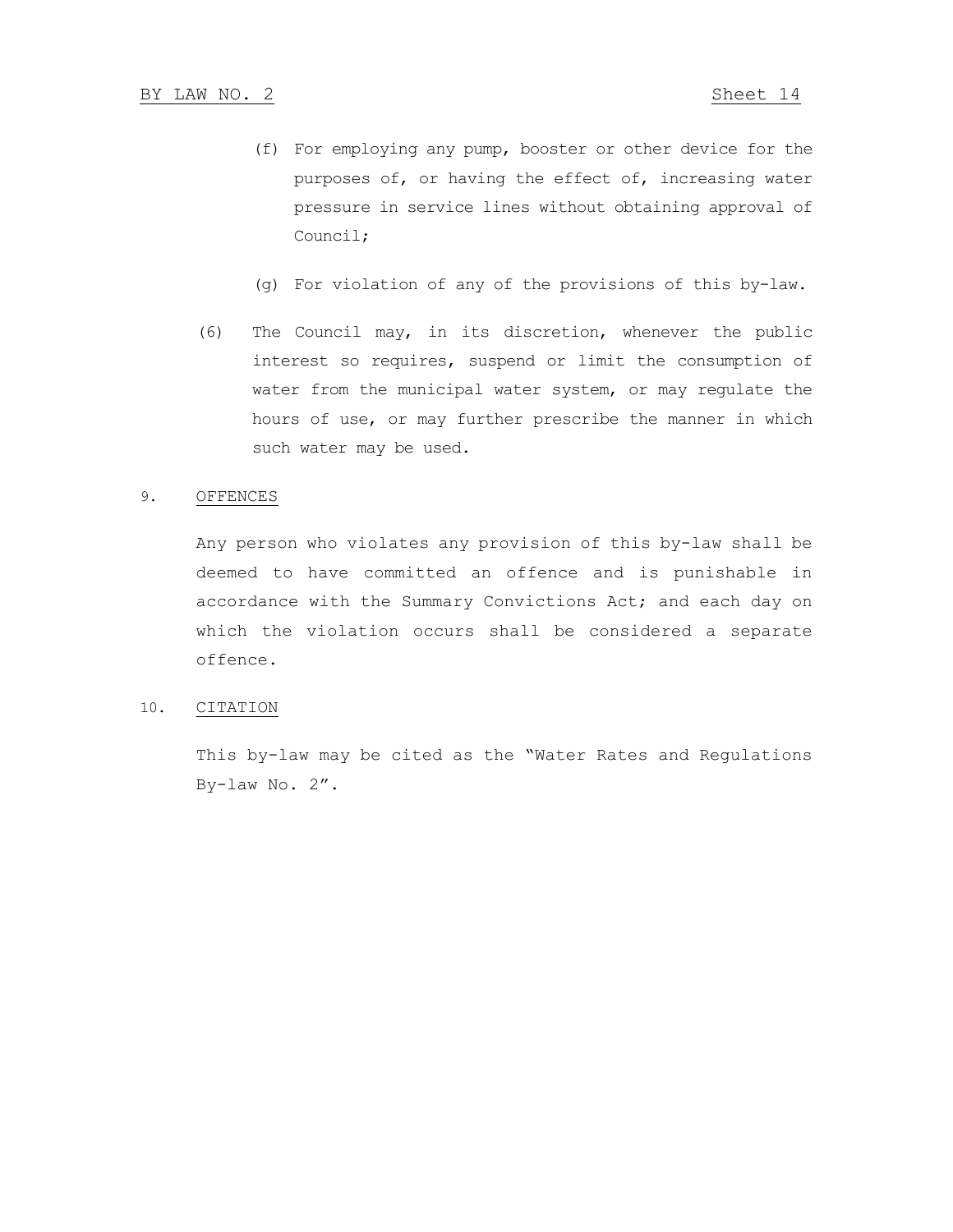(f) For employing any pump, booster or other device for the purposes of, or having the effect of, increasing water pressure in service lines without obtaining approval of Council;

(g) For violation of any of the provisions of this by-law.

(6) The Council may, in its discretion, whenever the public interest so requires, suspend or limit the consumption of water from the municipal water system, or may regulate the hours of use, or may further prescribe the manner in which such water may be used.

## 9. OFFENCES

Any person who violates any provision of this by-law shall be deemed to have committed an offence and is punishable in accordance with the Summary Convictions Act; and each day on which the violation occurs shall be considered a separate offence.

## 10. CITATION

This by-law may be cited as the "Water Rates and Regulations By-law No. 2".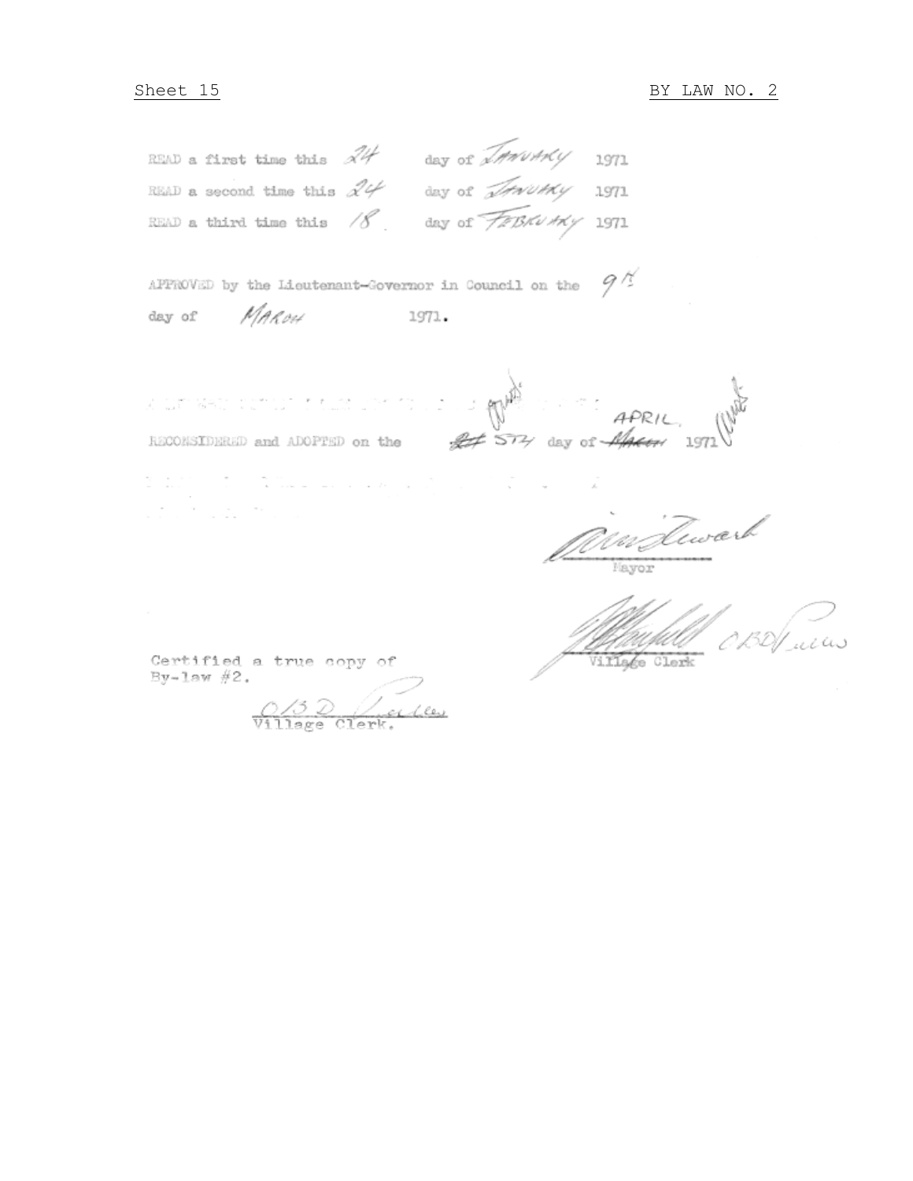Sheet 15 BY LAW NO. 2

READ a first time this 24 day of JANUARY 1971

READ a second time this 24 day of JANUARY 1971

READ a third time this 18 day of FEBRUARY 1971

APPROVED by the Lieutenant-Governor in Council on the 9th day of MARCH 1971.

RECONSIDERED and ADOPTED on the ~~24~~ 5th day of ~~March~~ APRIL 1971

Mayor

Village Clerk

Certified a true copy of By-law #2.

O.B.D. Village Clerk.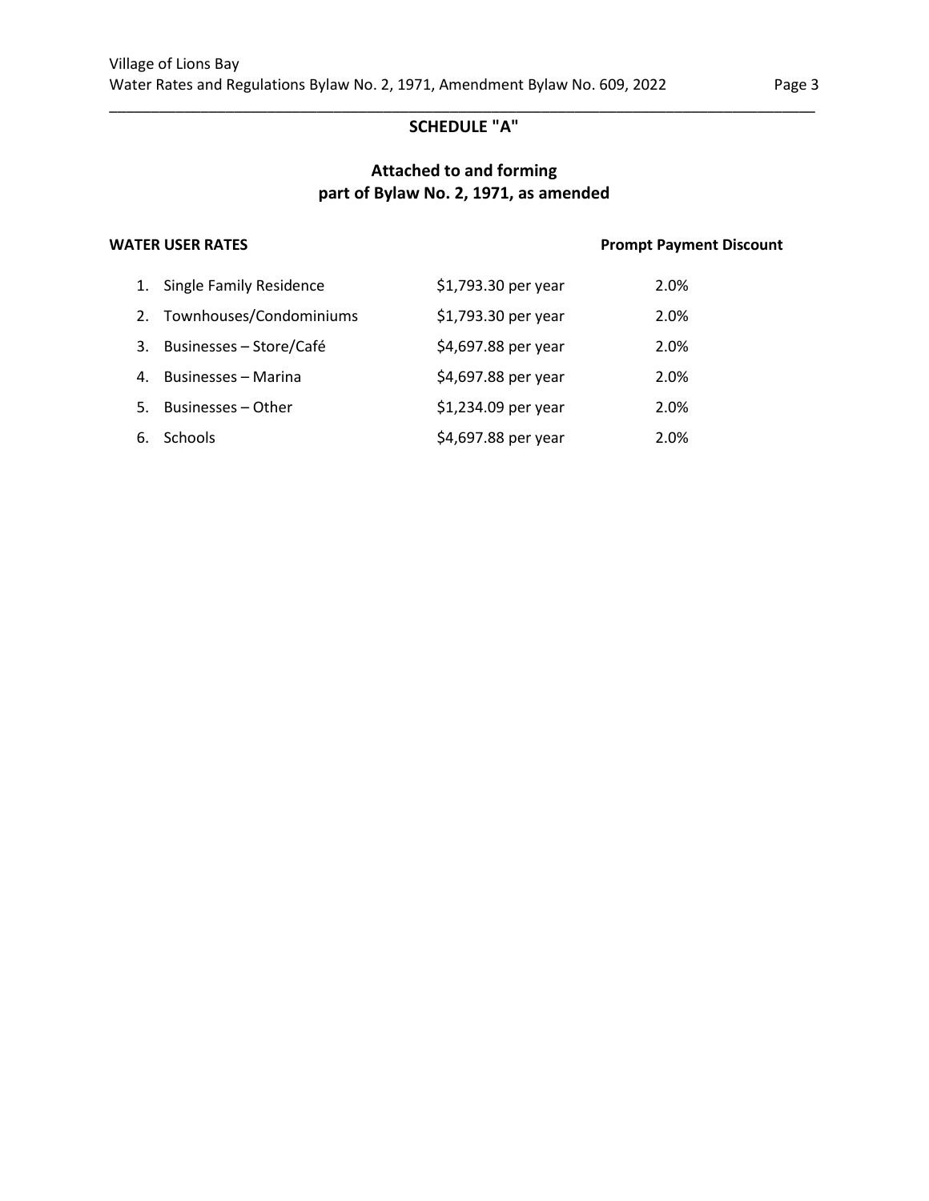## SCHEDULE "A"

### Attached to and forming part of Bylaw No. 2, 1971, as amended

| WATER USER RATES | | Prompt Payment Discount |
|---|---|---|
| 1. Single Family Residence | $1,793.30 per year | 2.0% |
| 2. Townhouses/Condominiums | $1,793.30 per year | 2.0% |
| 3. Businesses – Store/Café | $4,697.88 per year | 2.0% |
| 4. Businesses – Marina | $4,697.88 per year | 2.0% |
| 5. Businesses – Other | $1,234.09 per year | 2.0% |
| 6. Schools | $4,697.88 per year | 2.0% |